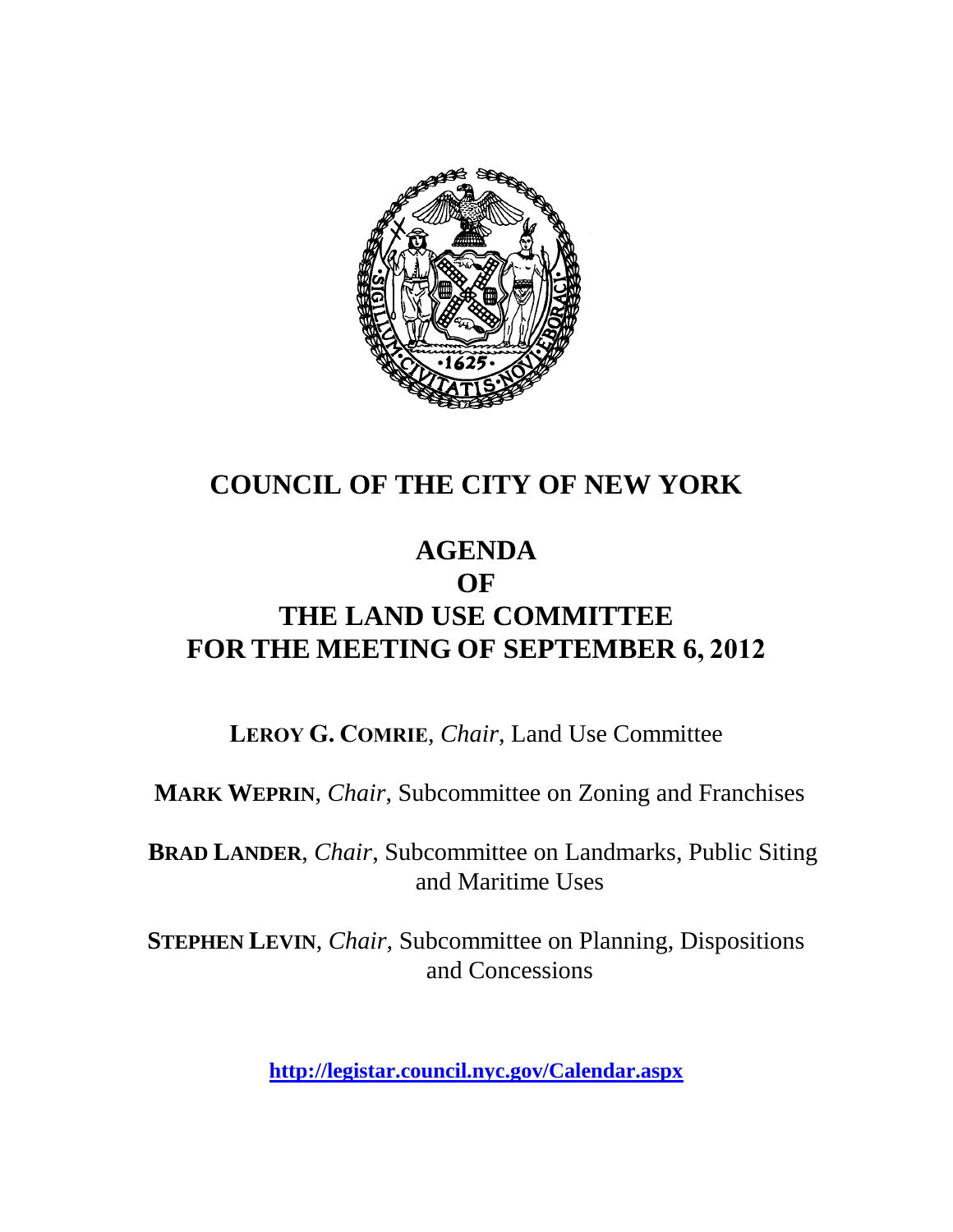# COUNCIL OF THE CITY OF NEW YORK

## AGENDA
## OF
## THE LAND USE COMMITTEE
## FOR THE MEETING OF SEPTEMBER 6, 2012

**LEROY G. COMRIE**, *Chair*, Land Use Committee

**MARK WEPRIN**, *Chair*, Subcommittee on Zoning and Franchises

**BRAD LANDER**, *Chair*, Subcommittee on Landmarks, Public Siting and Maritime Uses

**STEPHEN LEVIN**, *Chair*, Subcommittee on Planning, Dispositions and Concessions

**http://legistar.council.nyc.gov/Calendar.aspx**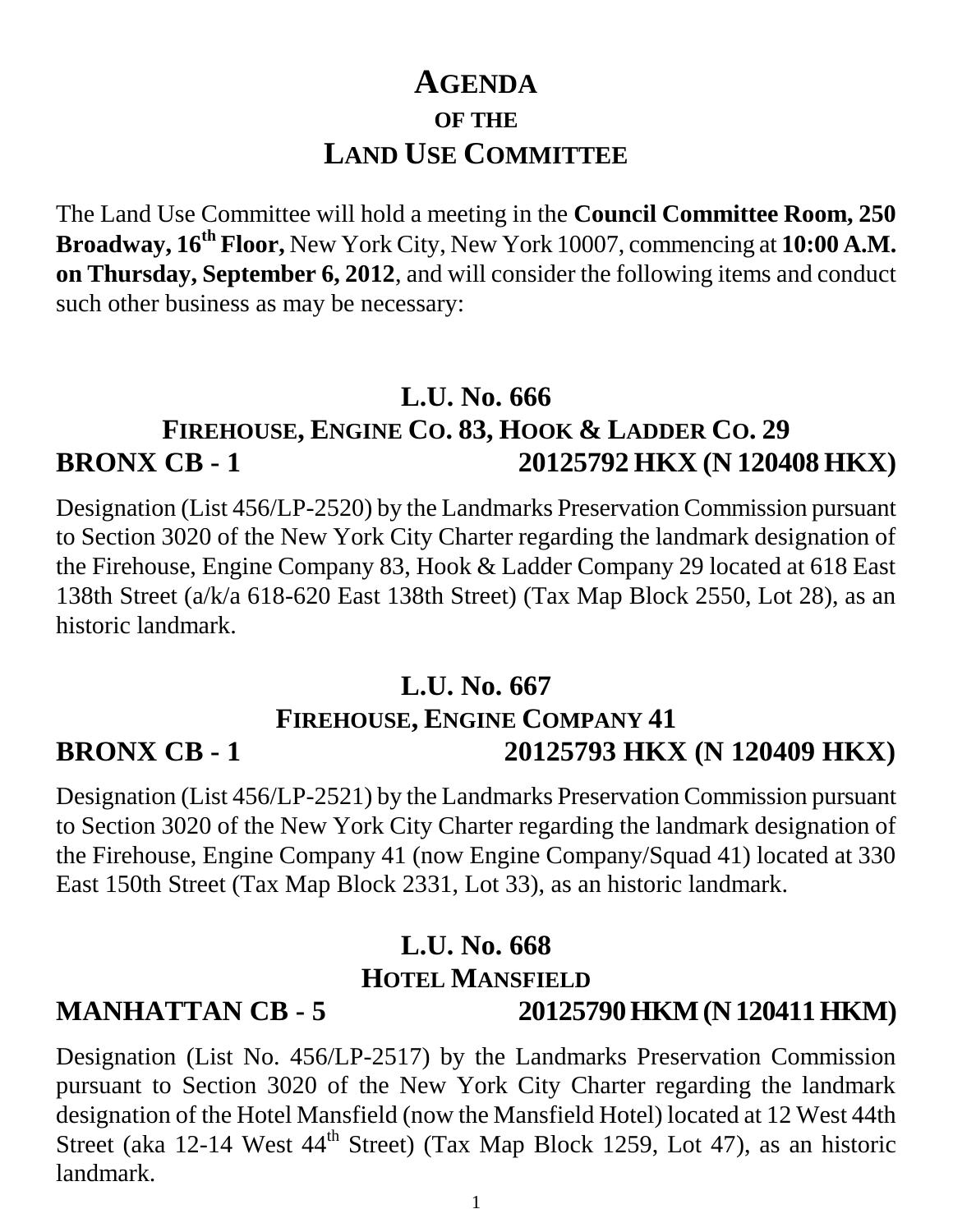# AGENDA

### OF THE

# LAND USE COMMITTEE

The Land Use Committee will hold a meeting in the **Council Committee Room, 250 Broadway, 16th Floor,** New York City, New York 10007, commencing at **10:00 A.M. on Thursday, September 6, 2012**, and will consider the following items and conduct such other business as may be necessary:

## L.U. No. 666

## FIREHOUSE, ENGINE CO. 83, HOOK & LADDER CO. 29

**BRONX CB - 1 20125792 HKX (N 120408 HKX)**

Designation (List 456/LP-2520) by the Landmarks Preservation Commission pursuant to Section 3020 of the New York City Charter regarding the landmark designation of the Firehouse, Engine Company 83, Hook & Ladder Company 29 located at 618 East 138th Street (a/k/a 618-620 East 138th Street) (Tax Map Block 2550, Lot 28), as an historic landmark.

## L.U. No. 667

## FIREHOUSE, ENGINE COMPANY 41

**BRONX CB - 1 20125793 HKX (N 120409 HKX)**

Designation (List 456/LP-2521) by the Landmarks Preservation Commission pursuant to Section 3020 of the New York City Charter regarding the landmark designation of the Firehouse, Engine Company 41 (now Engine Company/Squad 41) located at 330 East 150th Street (Tax Map Block 2331, Lot 33), as an historic landmark.

## L.U. No. 668

## HOTEL MANSFIELD

**MANHATTAN CB - 5 20125790 HKM (N 120411 HKM)**

Designation (List No. 456/LP-2517) by the Landmarks Preservation Commission pursuant to Section 3020 of the New York City Charter regarding the landmark designation of the Hotel Mansfield (now the Mansfield Hotel) located at 12 West 44th Street (aka 12-14 West 44th Street) (Tax Map Block 1259, Lot 47), as an historic landmark.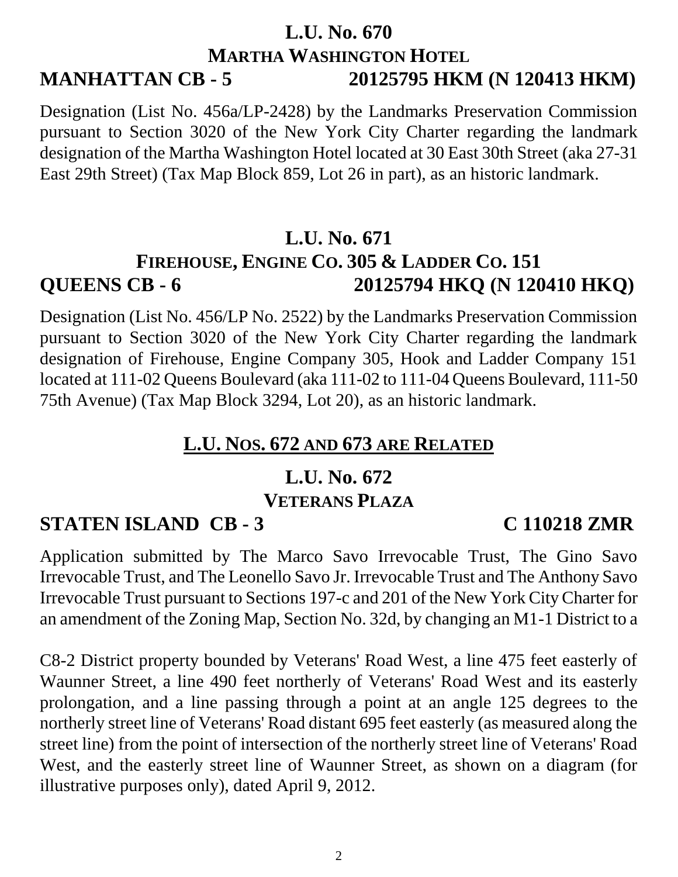## L.U. No. 670
### MARTHA WASHINGTON HOTEL
### MANHATTAN CB - 5 20125795 HKM (N 120413 HKM)

Designation (List No. 456a/LP-2428) by the Landmarks Preservation Commission pursuant to Section 3020 of the New York City Charter regarding the landmark designation of the Martha Washington Hotel located at 30 East 30th Street (aka 27-31 East 29th Street) (Tax Map Block 859, Lot 26 in part), as an historic landmark.

## L.U. No. 671
### FIREHOUSE, ENGINE CO. 305 & LADDER CO. 151
### QUEENS CB - 6 20125794 HKQ (N 120410 HKQ)

Designation (List No. 456/LP No. 2522) by the Landmarks Preservation Commission pursuant to Section 3020 of the New York City Charter regarding the landmark designation of Firehouse, Engine Company 305, Hook and Ladder Company 151 located at 111-02 Queens Boulevard (aka 111-02 to 111-04 Queens Boulevard, 111-50 75th Avenue) (Tax Map Block 3294, Lot 20), as an historic landmark.

## L.U. NOS. 672 AND 673 ARE RELATED

## L.U. No. 672
### VETERANS PLAZA
### STATEN ISLAND CB - 3 C 110218 ZMR

Application submitted by The Marco Savo Irrevocable Trust, The Gino Savo Irrevocable Trust, and The Leonello Savo Jr. Irrevocable Trust and The Anthony Savo Irrevocable Trust pursuant to Sections 197-c and 201 of the New York City Charter for an amendment of the Zoning Map, Section No. 32d, by changing an M1-1 District to a

C8-2 District property bounded by Veterans' Road West, a line 475 feet easterly of Waunner Street, a line 490 feet northerly of Veterans' Road West and its easterly prolongation, and a line passing through a point at an angle 125 degrees to the northerly street line of Veterans' Road distant 695 feet easterly (as measured along the street line) from the point of intersection of the northerly street line of Veterans' Road West, and the easterly street line of Waunner Street, as shown on a diagram (for illustrative purposes only), dated April 9, 2012.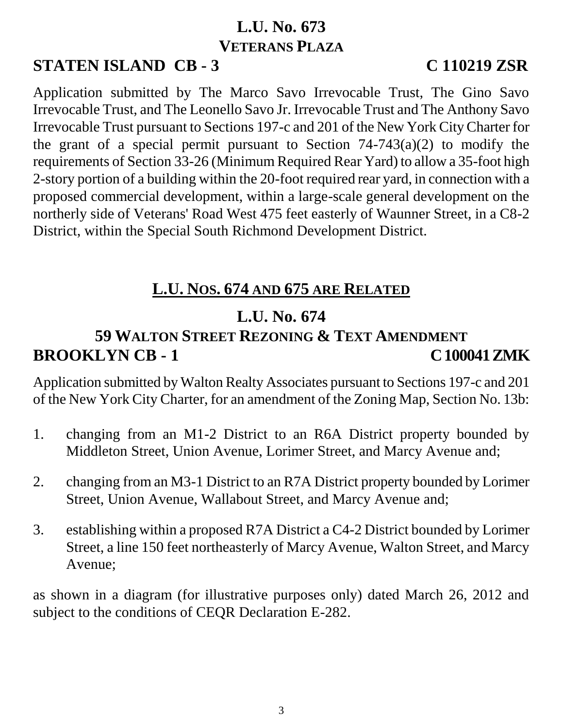# L.U. No. 673

## VETERANS PLAZA

**STATEN ISLAND CB - 3** **C 110219 ZSR**

Application submitted by The Marco Savo Irrevocable Trust, The Gino Savo Irrevocable Trust, and The Leonello Savo Jr. Irrevocable Trust and The Anthony Savo Irrevocable Trust pursuant to Sections 197-c and 201 of the New York City Charter for the grant of a special permit pursuant to Section 74-743(a)(2) to modify the requirements of Section 33-26 (Minimum Required Rear Yard) to allow a 35-foot high 2-story portion of a building within the 20-foot required rear yard, in connection with a proposed commercial development, within a large-scale general development on the northerly side of Veterans' Road West 475 feet easterly of Waunner Street, in a C8-2 District, within the Special South Richmond Development District.

## L.U. NOS. 674 AND 675 ARE RELATED

# L.U. No. 674

## 59 WALTON STREET REZONING & TEXT AMENDMENT

**BROOKLYN CB - 1** **C 100041 ZMK**

Application submitted by Walton Realty Associates pursuant to Sections 197-c and 201 of the New York City Charter, for an amendment of the Zoning Map, Section No. 13b:

1. changing from an M1-2 District to an R6A District property bounded by Middleton Street, Union Avenue, Lorimer Street, and Marcy Avenue and;

2. changing from an M3-1 District to an R7A District property bounded by Lorimer Street, Union Avenue, Wallabout Street, and Marcy Avenue and;

3. establishing within a proposed R7A District a C4-2 District bounded by Lorimer Street, a line 150 feet northeasterly of Marcy Avenue, Walton Street, and Marcy Avenue;

as shown in a diagram (for illustrative purposes only) dated March 26, 2012 and subject to the conditions of CEQR Declaration E-282.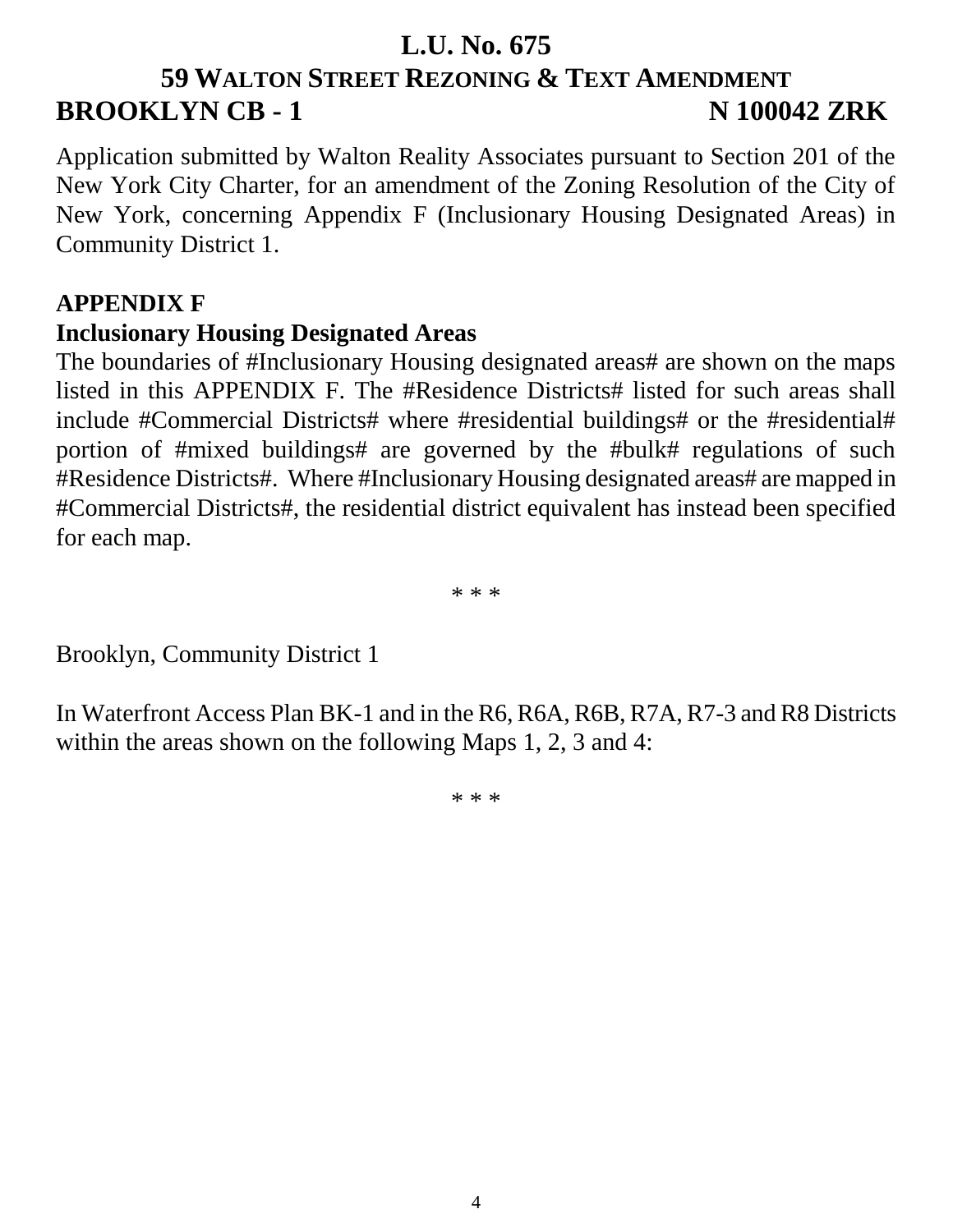# L.U. No. 675

## 59 WALTON STREET REZONING & TEXT AMENDMENT

**BROOKLYN CB - 1** **N 100042 ZRK**

Application submitted by Walton Realty Associates pursuant to Section 201 of the New York City Charter, for an amendment of the Zoning Resolution of the City of New York, concerning Appendix F (Inclusionary Housing Designated Areas) in Community District 1.

**APPENDIX F**

**Inclusionary Housing Designated Areas**

The boundaries of #Inclusionary Housing designated areas# are shown on the maps listed in this APPENDIX F. The #Residence Districts# listed for such areas shall include #Commercial Districts# where #residential buildings# or the #residential# portion of #mixed buildings# are governed by the #bulk# regulations of such #Residence Districts#. Where #Inclusionary Housing designated areas# are mapped in #Commercial Districts#, the residential district equivalent has instead been specified for each map.

\* \* \*

Brooklyn, Community District 1

In Waterfront Access Plan BK-1 and in the R6, R6A, R6B, R7A, R7-3 and R8 Districts within the areas shown on the following Maps 1, 2, 3 and 4:

\* \* \*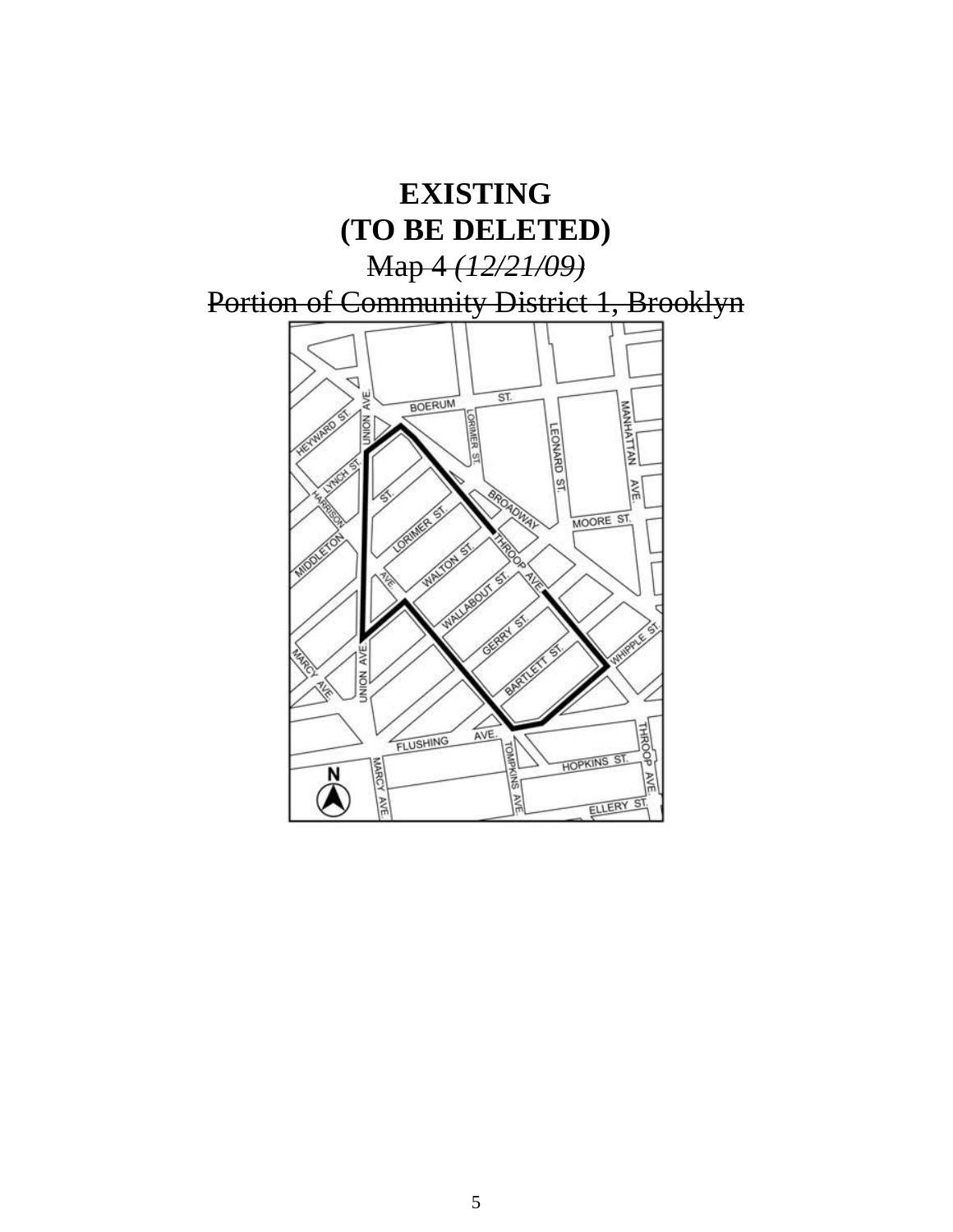# EXISTING
# (TO BE DELETED)

~~Map 4~~ ~~*(12/21/09)*~~

~~Portion of Community District 1, Brooklyn~~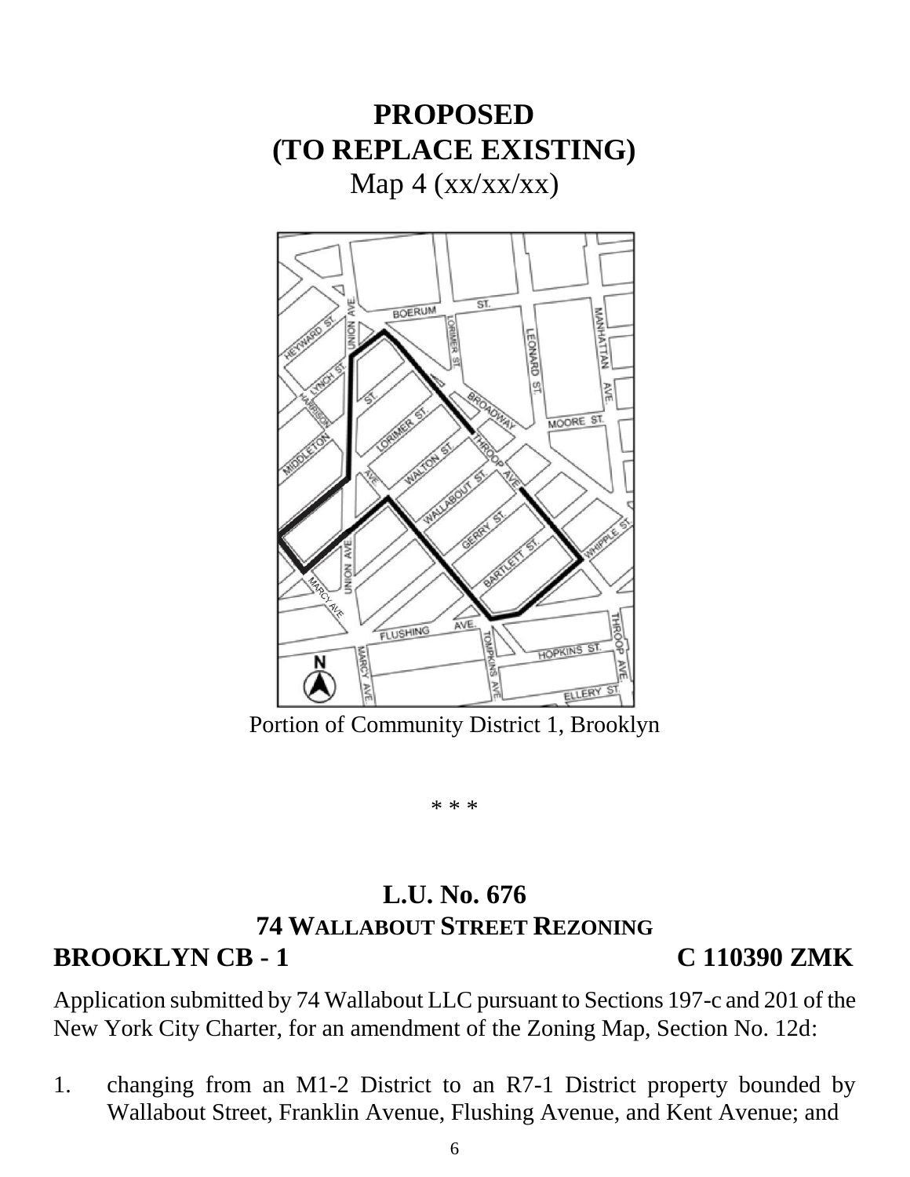# PROPOSED
# (TO REPLACE EXISTING)
Map 4 (xx/xx/xx)

Portion of Community District 1, Brooklyn

\* \* \*

## L.U. No. 676
## 74 WALLABOUT STREET REZONING
## BROOKLYN CB - 1 C 110390 ZMK

Application submitted by 74 Wallabout LLC pursuant to Sections 197-c and 201 of the New York City Charter, for an amendment of the Zoning Map, Section No. 12d:

1. changing from an M1-2 District to an R7-1 District property bounded by Wallabout Street, Franklin Avenue, Flushing Avenue, and Kent Avenue; and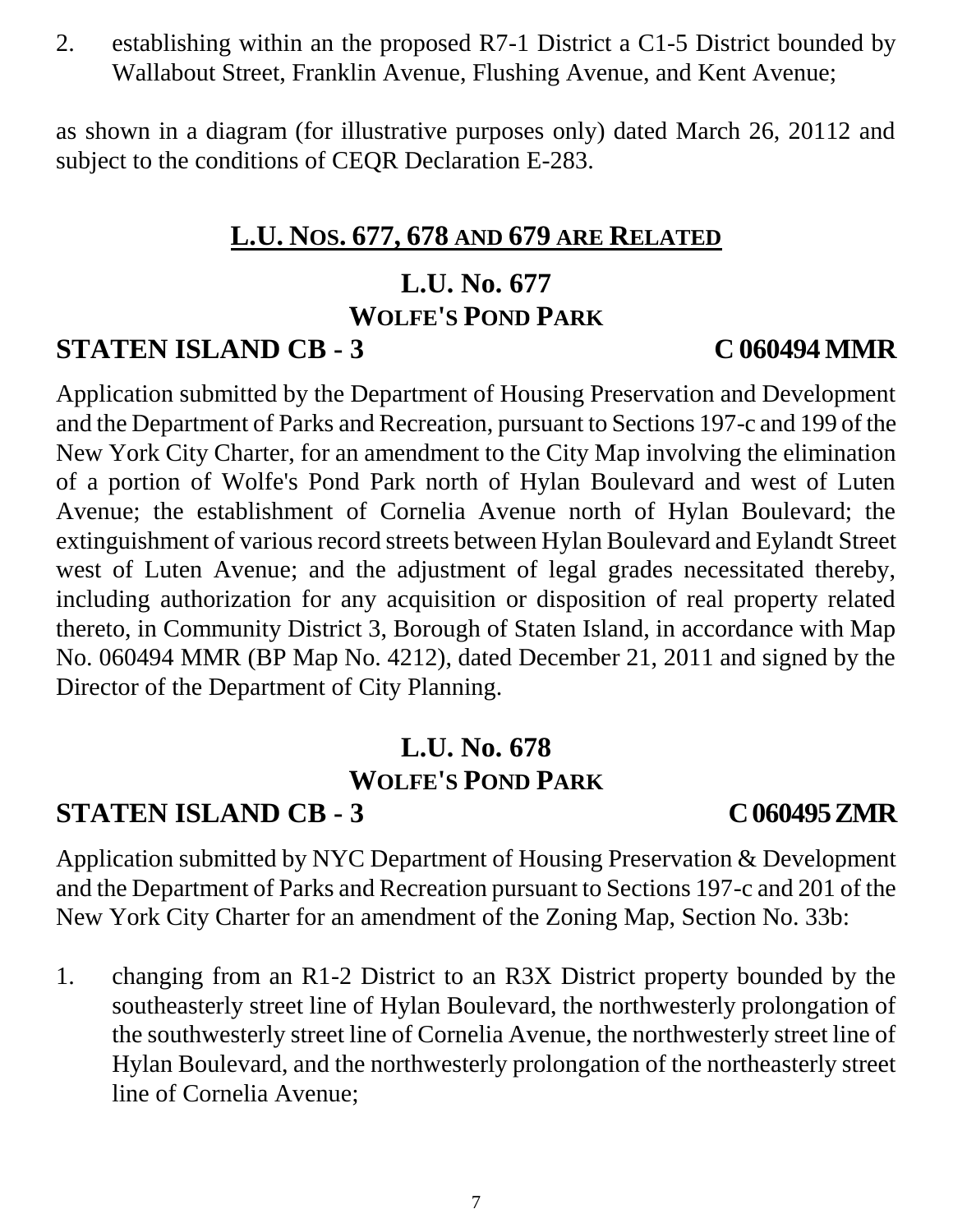2. establishing within an the proposed R7-1 District a C1-5 District bounded by Wallabout Street, Franklin Avenue, Flushing Avenue, and Kent Avenue;

as shown in a diagram (for illustrative purposes only) dated March 26, 20112 and subject to the conditions of CEQR Declaration E-283.

## L.U. NOS. 677, 678 AND 679 ARE RELATED

### L.U. No. 677
### WOLFE'S POND PARK
### STATEN ISLAND CB - 3 C 060494 MMR

Application submitted by the Department of Housing Preservation and Development and the Department of Parks and Recreation, pursuant to Sections 197-c and 199 of the New York City Charter, for an amendment to the City Map involving the elimination of a portion of Wolfe's Pond Park north of Hylan Boulevard and west of Luten Avenue; the establishment of Cornelia Avenue north of Hylan Boulevard; the extinguishment of various record streets between Hylan Boulevard and Eylandt Street west of Luten Avenue; and the adjustment of legal grades necessitated thereby, including authorization for any acquisition or disposition of real property related thereto, in Community District 3, Borough of Staten Island, in accordance with Map No. 060494 MMR (BP Map No. 4212), dated December 21, 2011 and signed by the Director of the Department of City Planning.

### L.U. No. 678
### WOLFE'S POND PARK
### STATEN ISLAND CB - 3 C 060495 ZMR

Application submitted by NYC Department of Housing Preservation & Development and the Department of Parks and Recreation pursuant to Sections 197-c and 201 of the New York City Charter for an amendment of the Zoning Map, Section No. 33b:

1. changing from an R1-2 District to an R3X District property bounded by the southeasterly street line of Hylan Boulevard, the northwesterly prolongation of the southwesterly street line of Cornelia Avenue, the northwesterly street line of Hylan Boulevard, and the northwesterly prolongation of the northeasterly street line of Cornelia Avenue;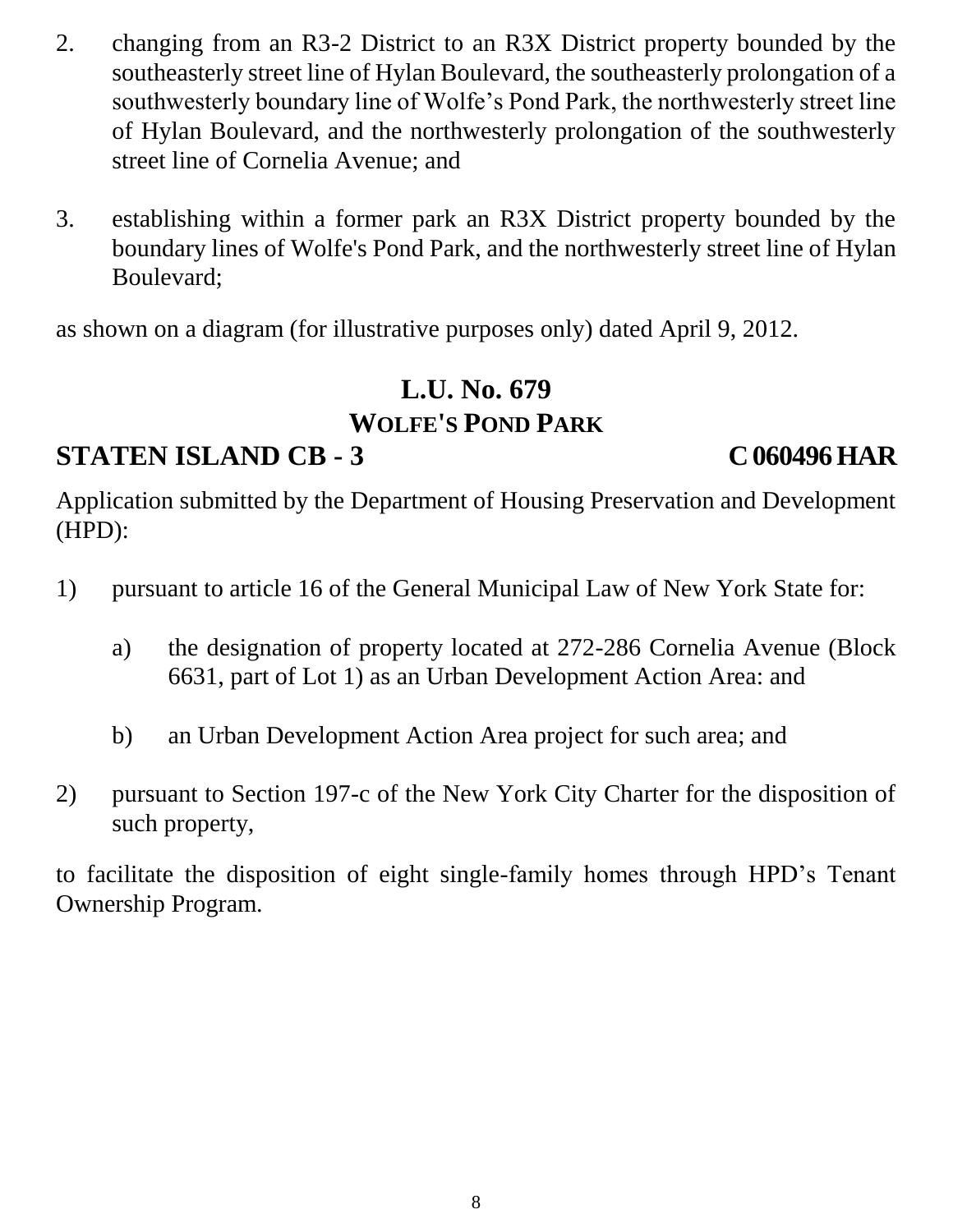2. changing from an R3-2 District to an R3X District property bounded by the southeasterly street line of Hylan Boulevard, the southeasterly prolongation of a southwesterly boundary line of Wolfe's Pond Park, the northwesterly street line of Hylan Boulevard, and the northwesterly prolongation of the southwesterly street line of Cornelia Avenue; and

3. establishing within a former park an R3X District property bounded by the boundary lines of Wolfe's Pond Park, and the northwesterly street line of Hylan Boulevard;

as shown on a diagram (for illustrative purposes only) dated April 9, 2012.

## L.U. No. 679
## WOLFE'S POND PARK

**STATEN ISLAND CB - 3** **C 060496 HAR**

Application submitted by the Department of Housing Preservation and Development (HPD):

1) pursuant to article 16 of the General Municipal Law of New York State for:

   a) the designation of property located at 272-286 Cornelia Avenue (Block 6631, part of Lot 1) as an Urban Development Action Area: and

   b) an Urban Development Action Area project for such area; and

2) pursuant to Section 197-c of the New York City Charter for the disposition of such property,

to facilitate the disposition of eight single-family homes through HPD's Tenant Ownership Program.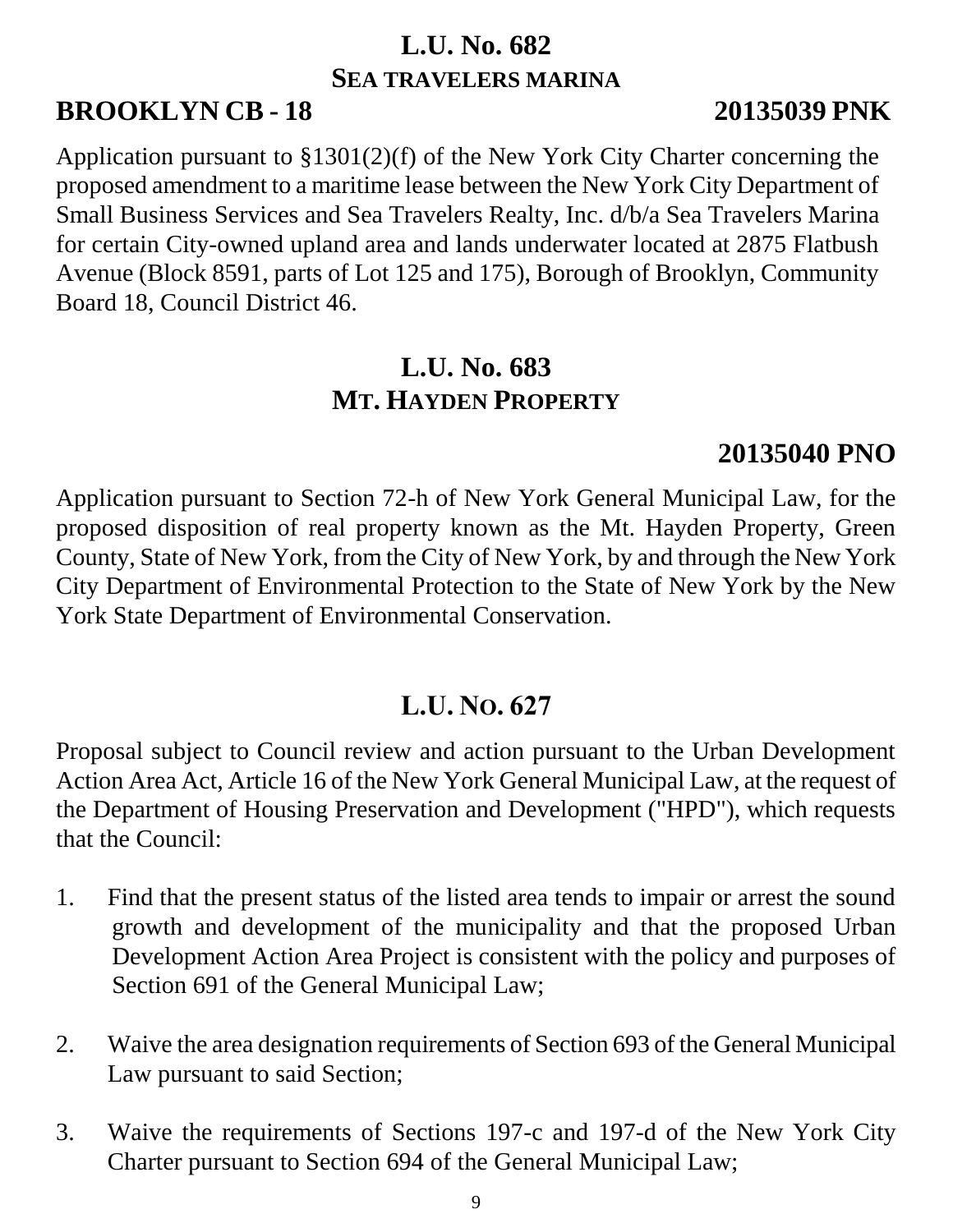## L.U. No. 682
### SEA TRAVELERS MARINA

**BROOKLYN CB - 18** **20135039 PNK**

Application pursuant to §1301(2)(f) of the New York City Charter concerning the proposed amendment to a maritime lease between the New York City Department of Small Business Services and Sea Travelers Realty, Inc. d/b/a Sea Travelers Marina for certain City-owned upland area and lands underwater located at 2875 Flatbush Avenue (Block 8591, parts of Lot 125 and 175), Borough of Brooklyn, Community Board 18, Council District 46.

## L.U. No. 683
### MT. HAYDEN PROPERTY

**20135040 PNO**

Application pursuant to Section 72-h of New York General Municipal Law, for the proposed disposition of real property known as the Mt. Hayden Property, Green County, State of New York, from the City of New York, by and through the New York City Department of Environmental Protection to the State of New York by the New York State Department of Environmental Conservation.

## L.U. NO. 627

Proposal subject to Council review and action pursuant to the Urban Development Action Area Act, Article 16 of the New York General Municipal Law, at the request of the Department of Housing Preservation and Development ("HPD"), which requests that the Council:

1. Find that the present status of the listed area tends to impair or arrest the sound growth and development of the municipality and that the proposed Urban Development Action Area Project is consistent with the policy and purposes of Section 691 of the General Municipal Law;

2. Waive the area designation requirements of Section 693 of the General Municipal Law pursuant to said Section;

3. Waive the requirements of Sections 197-c and 197-d of the New York City Charter pursuant to Section 694 of the General Municipal Law;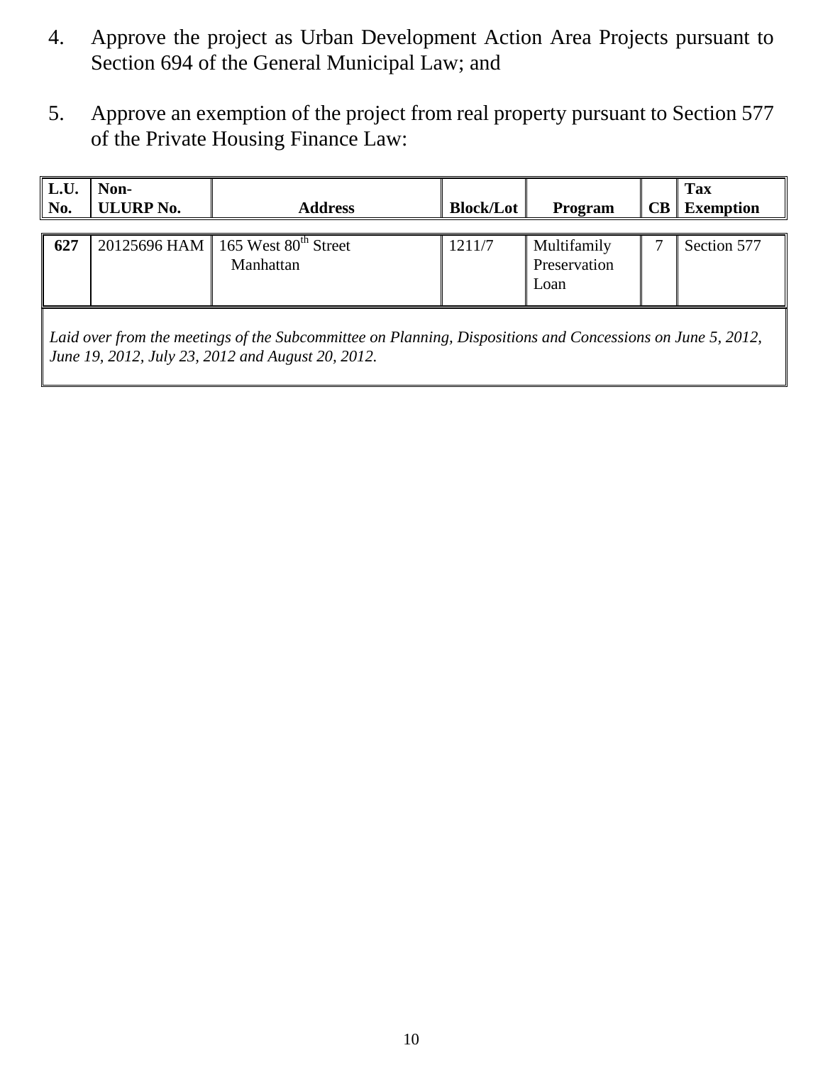4. Approve the project as Urban Development Action Area Projects pursuant to Section 694 of the General Municipal Law; and

5. Approve an exemption of the project from real property pursuant to Section 577 of the Private Housing Finance Law:

| L.U. No. | Non-ULURP No. | Address | Block/Lot | Program | CB | Tax Exemption |
|---|---|---|---|---|---|---|
| **627** | 20125696 HAM | 165 West 80th Street Manhattan | 1211/7 | Multifamily Preservation Loan | 7 | Section 577 |

*Laid over from the meetings of the Subcommittee on Planning, Dispositions and Concessions on June 5, 2012, June 19, 2012, July 23, 2012 and August 20, 2012.*